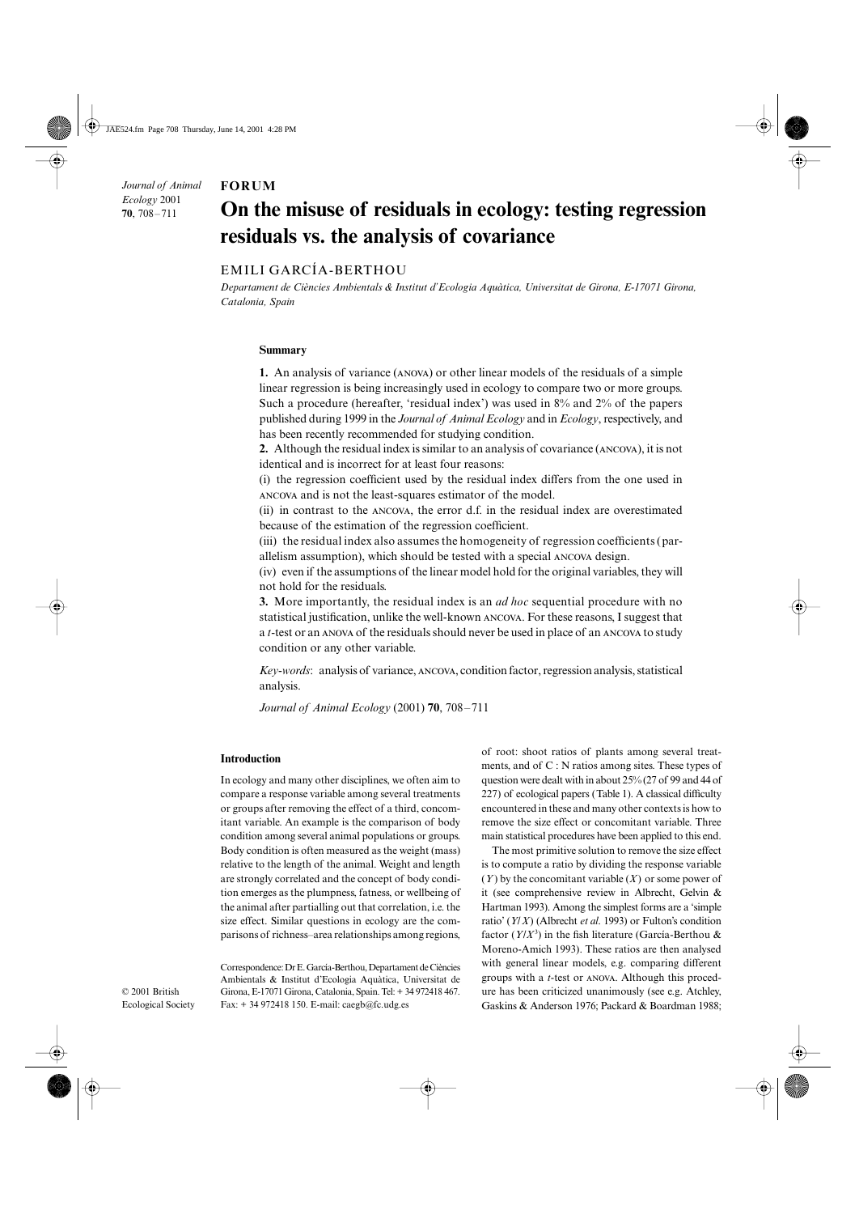**FORUM**

# On the misuse of residuals in ecology: testing regression residuals vs. the analysis of covariance

EMILI GARCÍA-BERTHOU

*Departament de Ciències Ambientals & Institut d'Ecologia Aquàtica, Universitat de Girona, E-17071 Girona, Catalonia, Spain*

## Summary

**1.** An analysis of variance (ANOVA) or other linear models of the residuals of a simple linear regression is being increasingly used in ecology to compare two or more groups. Such a procedure (hereafter, 'residual index') was used in 8% and 2% of the papers published during 1999 in the *Journal of Animal Ecology* and in *Ecology*, respectively, and has been recently recommended for studying condition.

**2.** Although the residual index is similar to an analysis of covariance (ANCOVA), it is not identical and is incorrect for at least four reasons:

(i) the regression coefficient used by the residual index differs from the one used in ANCOVA and is not the least-squares estimator of the model.

(ii) in contrast to the ANCOVA, the error d.f. in the residual index are overestimated because of the estimation of the regression coefficient.

(iii) the residual index also assumes the homogeneity of regression coefficients (parallelism assumption), which should be tested with a special ANCOVA design.

(iv) even if the assumptions of the linear model hold for the original variables, they will not hold for the residuals.

**3.** More importantly, the residual index is an *ad hoc* sequential procedure with no statistical justification, unlike the well-known ANCOVA. For these reasons, I suggest that a *t*-test or an ANOVA of the residuals should never be used in place of an ANCOVA to study condition or any other variable.

*Key-words*: analysis of variance, ANCOVA, condition factor, regression analysis, statistical analysis.

*Journal of Animal Ecology* (2001) **70**, 708–711

## Introduction

In ecology and many other disciplines, we often aim to compare a response variable among several treatments or groups after removing the effect of a third, concomitant variable. An example is the comparison of body condition among several animal populations or groups. Body condition is often measured as the weight (mass) relative to the length of the animal. Weight and length are strongly correlated and the concept of body condition emerges as the plumpness, fatness, or wellbeing of the animal after partialling out that correlation, i.e. the size effect. Similar questions in ecology are the comparisons of richness–area relationships among regions, of root: shoot ratios of plants among several treatments, and of C : N ratios among sites. These types of question were dealt with in about 25% (27 of 99 and 44 of 227) of ecological papers (Table 1). A classical difficulty encountered in these and many other contexts is how to remove the size effect or concomitant variable. Three main statistical procedures have been applied to this end.

The most primitive solution to remove the size effect is to compute a ratio by dividing the response variable ($Y$) by the concomitant variable ($X$) or some power of it (see comprehensive review in Albrecht, Gelvin & Hartman 1993). Among the simplest forms are a 'simple ratio' ($Y/X$) (Albrecht *et al.* 1993) or Fulton's condition factor ($Y/X^3$) in the fish literature (García-Berthou & Moreno-Amich 1993). These ratios are then analysed with general linear models, e.g. comparing different groups with a *t*-test or ANOVA. Although this procedure has been criticized unanimously (see e.g. Atchley, Gaskins & Anderson 1976; Packard & Boardman 1988;

Correspondence: Dr E. García-Berthou, Departament de Ciències Ambientals & Institut d'Ecologia Aquàtica, Universitat de Girona, E-17071 Girona, Catalonia, Spain. Tel: + 34 972418 467. Fax: + 34 972418 150. E-mail: caegb@fc.udg.es

© 2001 British Ecological Society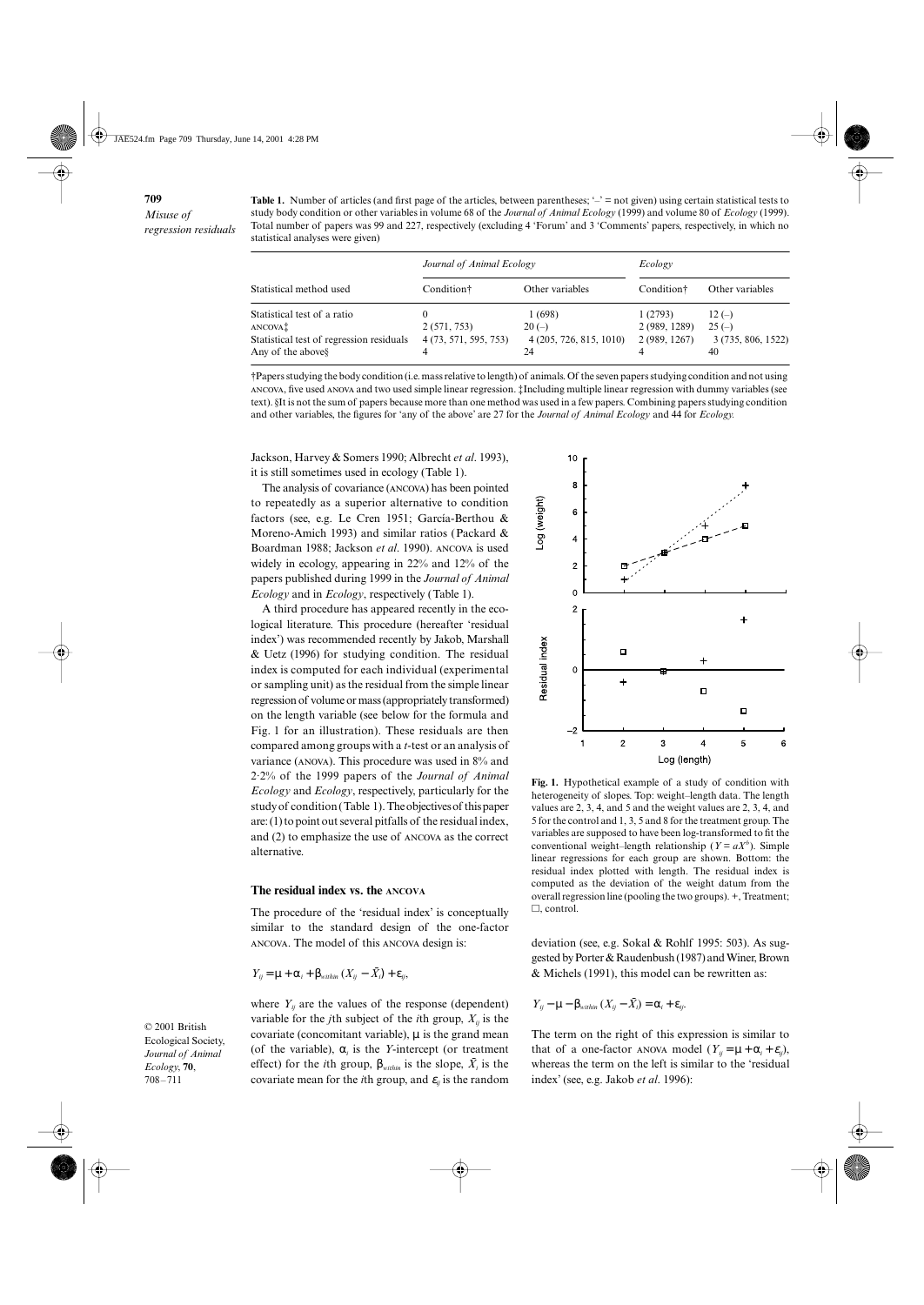**Table 1.** Number of articles (and first page of the articles, between parentheses; '–' = not given) using certain statistical tests to study body condition or other variables in volume 68 of the *Journal of Animal Ecology* (1999) and volume 80 of *Ecology* (1999). Total number of papers was 99 and 227, respectively (excluding 4 'Forum' and 3 'Comments' papers, respectively, in which no statistical analyses were given)

| | *Journal of Animal Ecology* | | *Ecology* | |
|---|---|---|---|---|
| Statistical method used | Condition† | Other variables | Condition† | Other variables |
| Statistical test of a ratio | 0 | 1 (698) | 1 (2793) | 12 (–) |
| ANCOVA‡ | 2 (571, 753) | 20 (–) | 2 (989, 1289) | 25 (–) |
| Statistical test of regression residuals | 4 (73, 571, 595, 753) | 4 (205, 726, 815, 1010) | 2 (989, 1267) | 3 (735, 806, 1522) |
| Any of the above§ | 4 | 24 | 4 | 40 |

†Papers studying the body condition (i.e. mass relative to length) of animals. Of the seven papers studying condition and not using ANCOVA, five used ANOVA and two used simple linear regression. ‡Including multiple linear regression with dummy variables (see text). §It is not the sum of papers because more than one method was used in a few papers. Combining papers studying condition and other variables, the figures for 'any of the above' are 27 for the *Journal of Animal Ecology* and 44 for *Ecology*.

Jackson, Harvey & Somers 1990; Albrecht *et al.* 1993), it is still sometimes used in ecology (Table 1).

The analysis of covariance (ANCOVA) has been pointed to repeatedly as a superior alternative to condition factors (see, e.g. Le Cren 1951; García-Berthou & Moreno-Amich 1993) and similar ratios (Packard & Boardman 1988; Jackson *et al.* 1990). ANCOVA is used widely in ecology, appearing in 22% and 12% of the papers published during 1999 in the *Journal of Animal Ecology* and in *Ecology*, respectively (Table 1).

A third procedure has appeared recently in the ecological literature. This procedure (hereafter 'residual index') was recommended recently by Jakob, Marshall & Uetz (1996) for studying condition. The residual index is computed for each individual (experimental or sampling unit) as the residual from the simple linear regression of volume or mass (appropriately transformed) on the length variable (see below for the formula and Fig. 1 for an illustration). These residuals are then compared among groups with a *t*-test or an analysis of variance (ANOVA). This procedure was used in 8% and 2·2% of the 1999 papers of the *Journal of Animal Ecology* and *Ecology*, respectively, particularly for the study of condition (Table 1). The objectives of this paper are: (1) to point out several pitfalls of the residual index, and (2) to emphasize the use of ANCOVA as the correct alternative.

## The residual index vs. the ANCOVA

The procedure of the 'residual index' is conceptually similar to the standard design of the one-factor ANCOVA. The model of this ANCOVA design is:

$$Y_{ij} = \mu + \alpha_i + \beta_{within}(X_{ij} - \bar{X}_i) + \varepsilon_{ij},$$

where $Y_{ij}$ are the values of the response (dependent) variable for the $j$th subject of the $i$th group, $X_{ij}$ is the covariate (concomitant variable), $\mu$ is the grand mean (of the variable), $\alpha_i$ is the $Y$-intercept (or treatment effect) for the $i$th group, $\beta_{within}$ is the slope, $\bar{X}_i$ is the covariate mean for the $i$th group, and $\varepsilon_{ij}$ is the random deviation (see, e.g. Sokal & Rohlf 1995: 503). As suggested by Porter & Raudenbush (1987) and Winer, Brown & Michels (1991), this model can be rewritten as:

$$Y_{ij} - \mu - \beta_{within}(X_{ij} - \bar{X}_i) = \alpha_i + \varepsilon_{ij}.$$

The term on the right of this expression is similar to that of a one-factor ANOVA model ($Y_{ij} = \mu + \alpha_i + \varepsilon_{ij}$), whereas the term on the left is similar to the 'residual index' (see, e.g. Jakob *et al.* 1996):

10
8
6
4
2
0
Log (weight)
2
0
−2
Residual index
1 2 3 4 5 6
Log (length)

**Fig. 1.** Hypothetical example of a study of condition with heterogeneity of slopes. Top: weight–length data. The length values are 2, 3, 4, and 5 and the weight values are 2, 3, 4, and 5 for the control and 1, 3, 5 and 8 for the treatment group. The variables are supposed to have been log-transformed to fit the conventional weight–length relationship ($Y = aX^b$). Simple linear regressions for each group are shown. Bottom: the residual index plotted with length. The residual index is computed as the deviation of the weight datum from the overall regression line (pooling the two groups). +, Treatment; □, control.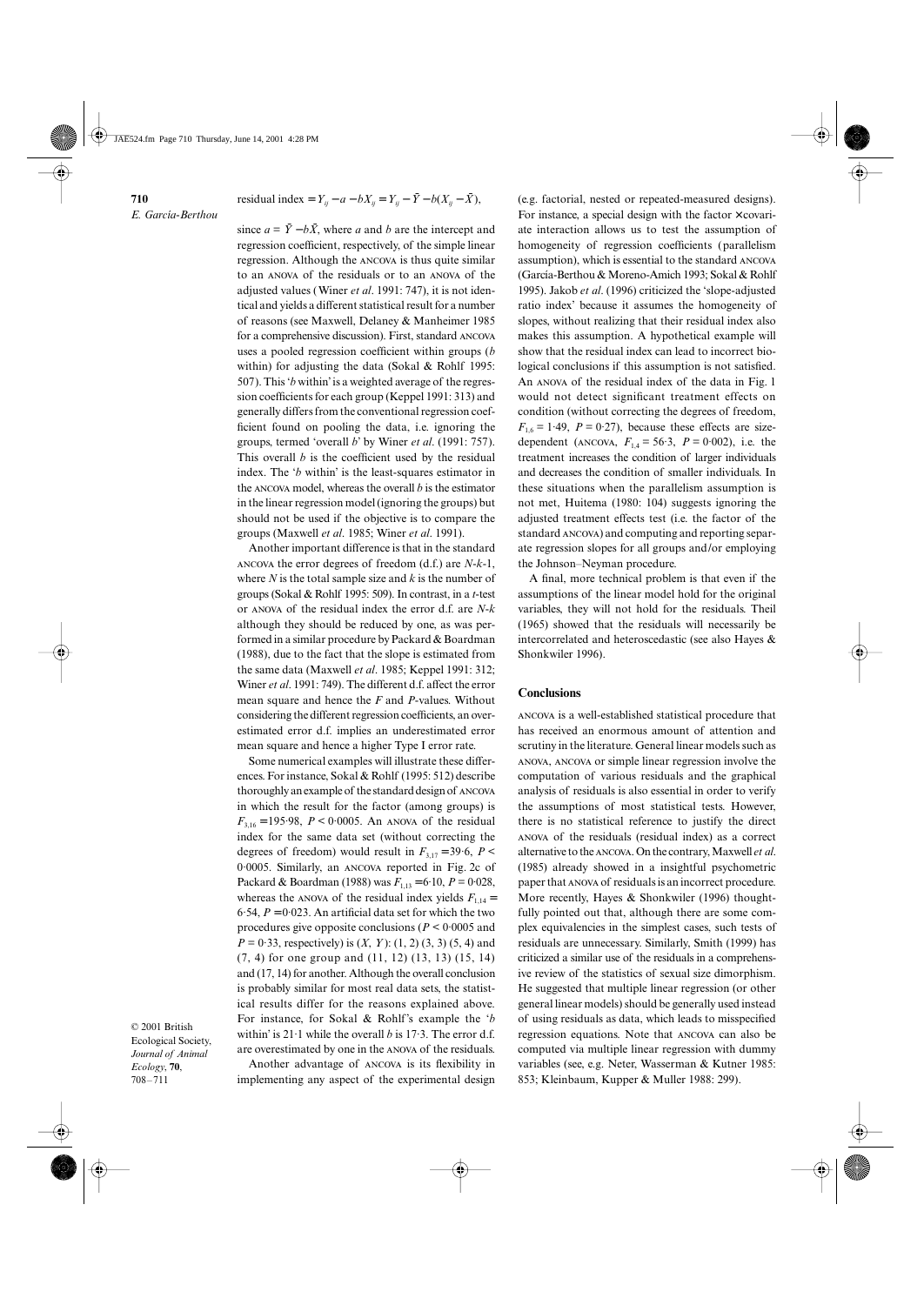$$\text{residual index} = Y_{ij} - a - bX_{ij} = Y_{ij} - \bar{Y} - b(X_{ij} - \bar{X}),$$

since $a = \bar{Y} - b\bar{X}$, where $a$ and $b$ are the intercept and regression coefficient, respectively, of the simple linear regression. Although the ANCOVA is thus quite similar to an ANOVA of the residuals or to an ANOVA of the adjusted values (Winer *et al*. 1991: 747), it is not identical and yields a different statistical result for a number of reasons (see Maxwell, Delaney & Manheimer 1985 for a comprehensive discussion). First, standard ANCOVA uses a pooled regression coefficient within groups ($b$ within) for adjusting the data (Sokal & Rohlf 1995: 507). This '$b$ within' is a weighted average of the regression coefficients for each group (Keppel 1991: 313) and generally differs from the conventional regression coefficient found on pooling the data, i.e. ignoring the groups, termed 'overall $b$' by Winer *et al*. (1991: 757). This overall $b$ is the coefficient used by the residual index. The '$b$ within' is the least-squares estimator in the ANCOVA model, whereas the overall $b$ is the estimator in the linear regression model (ignoring the groups) but should not be used if the objective is to compare the groups (Maxwell *et al*. 1985; Winer *et al*. 1991).

Another important difference is that in the standard ANCOVA the error degrees of freedom (d.f.) are $N$-$k$-1, where $N$ is the total sample size and $k$ is the number of groups (Sokal & Rohlf 1995: 509). In contrast, in a $t$-test or ANOVA of the residual index the error d.f. are $N$-$k$ although they should be reduced by one, as was performed in a similar procedure by Packard & Boardman (1988), due to the fact that the slope is estimated from the same data (Maxwell *et al*. 1985; Keppel 1991: 312; Winer *et al*. 1991: 749). The different d.f. affect the error mean square and hence the $F$ and $P$-values. Without considering the different regression coefficients, an overestimated error d.f. implies an underestimated error mean square and hence a higher Type I error rate.

Some numerical examples will illustrate these differences. For instance, Sokal & Rohlf (1995: 512) describe thoroughly an example of the standard design of ANCOVA in which the result for the factor (among groups) is $F_{3,16} = 195{\cdot}98$, $P < 0{\cdot}0005$. An ANOVA of the residual index for the same data set (without correcting the degrees of freedom) would result in $F_{3,17} = 39{\cdot}6$, $P < 0{\cdot}0005$. Similarly, an ANCOVA reported in Fig. 2c of Packard & Boardman (1988) was $F_{1,13} = 6{\cdot}10$, $P = 0{\cdot}028$, whereas the ANOVA of the residual index yields $F_{1,14} = 6{\cdot}54$, $P = 0{\cdot}023$. An artificial data set for which the two procedures give opposite conclusions ($P < 0{\cdot}0005$ and $P = 0{\cdot}33$, respectively) is ($X$, $Y$): (1, 2) (3, 3) (5, 4) and (7, 4) for one group and (11, 12) (13, 13) (15, 14) and (17, 14) for another. Although the overall conclusion is probably similar for most real data sets, the statistical results differ for the reasons explained above. For instance, for Sokal & Rohlf's example the '$b$ within' is 21·1 while the overall $b$ is 17·3. The error d.f. are overestimated by one in the ANOVA of the residuals.

Another advantage of ANCOVA is its flexibility in implementing any aspect of the experimental design (e.g. factorial, nested or repeated-measured designs). For instance, a special design with the factor × covariate interaction allows us to test the assumption of homogeneity of regression coefficients (parallelism assumption), which is essential to the standard ANCOVA (García-Berthou & Moreno-Amich 1993; Sokal & Rohlf 1995). Jakob *et al*. (1996) criticized the 'slope-adjusted ratio index' because it assumes the homogeneity of slopes, without realizing that their residual index also makes this assumption. A hypothetical example will show that the residual index can lead to incorrect biological conclusions if this assumption is not satisfied. An ANOVA of the residual index of the data in Fig. 1 would not detect significant treatment effects on condition (without correcting the degrees of freedom, $F_{1,6} = 1{\cdot}49$, $P = 0{\cdot}27$), because these effects are size-dependent (ANCOVA, $F_{1,4} = 56{\cdot}3$, $P = 0{\cdot}002$), i.e. the treatment increases the condition of larger individuals and decreases the condition of smaller individuals. In these situations when the parallelism assumption is not met, Huitema (1980: 104) suggests ignoring the adjusted treatment effects test (i.e. the factor of the standard ANCOVA) and computing and reporting separate regression slopes for all groups and/or employing the Johnson–Neyman procedure.

A final, more technical problem is that even if the assumptions of the linear model hold for the original variables, they will not hold for the residuals. Theil (1965) showed that the residuals will necessarily be intercorrelated and heteroscedastic (see also Hayes & Shonkwiler 1996).

## Conclusions

ANCOVA is a well-established statistical procedure that has received an enormous amount of attention and scrutiny in the literature. General linear models such as ANOVA, ANCOVA or simple linear regression involve the computation of various residuals and the graphical analysis of residuals is also essential in order to verify the assumptions of most statistical tests. However, there is no statistical reference to justify the direct ANOVA of the residuals (residual index) as a correct alternative to the ANCOVA. On the contrary, Maxwell *et al*. (1985) already showed in a insightful psychometric paper that ANOVA of residuals is an incorrect procedure. More recently, Hayes & Shonkwiler (1996) thoughtfully pointed out that, although there are some complex equivalencies in the simplest cases, such tests of residuals are unnecessary. Similarly, Smith (1999) has criticized a similar use of the residuals in a comprehensive review of the statistics of sexual size dimorphism. He suggested that multiple linear regression (or other general linear models) should be generally used instead of using residuals as data, which leads to misspecified regression equations. Note that ANCOVA can also be computed via multiple linear regression with dummy variables (see, e.g. Neter, Wasserman & Kutner 1985: 853; Kleinbaum, Kupper & Muller 1988: 299).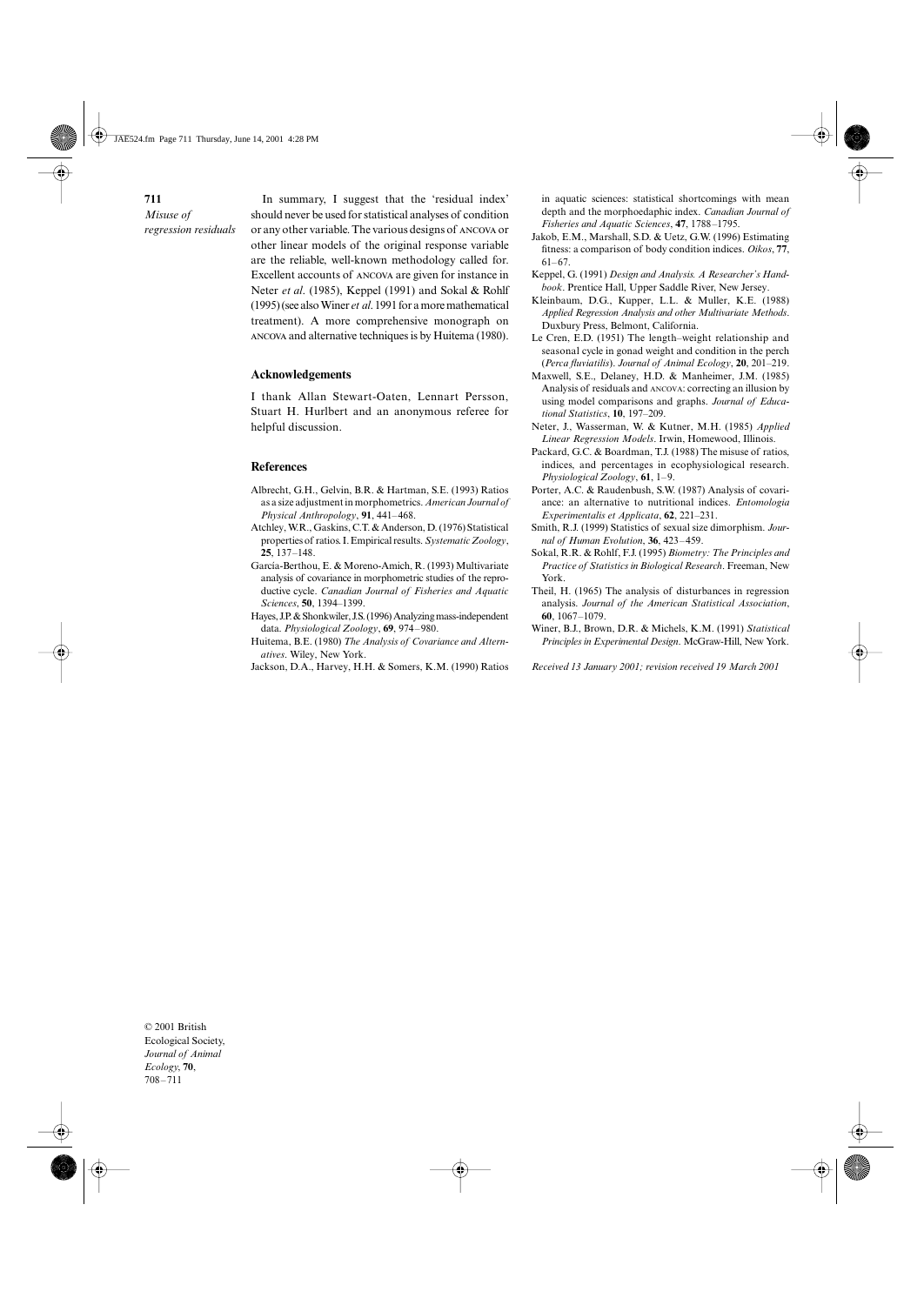In summary, I suggest that the 'residual index' should never be used for statistical analyses of condition or any other variable. The various designs of ANCOVA or other linear models of the original response variable are the reliable, well-known methodology called for. Excellent accounts of ANCOVA are given for instance in Neter *et al*. (1985), Keppel (1991) and Sokal & Rohlf (1995) (see also Winer *et al*. 1991 for a more mathematical treatment). A more comprehensive monograph on ANCOVA and alternative techniques is by Huitema (1980).

## Acknowledgements

I thank Allan Stewart-Oaten, Lennart Persson, Stuart H. Hurlbert and an anonymous referee for helpful discussion.

## References

Albrecht, G.H., Gelvin, B.R. & Hartman, S.E. (1993) Ratios as a size adjustment in morphometrics. *American Journal of Physical Anthropology*, **91**, 441–468.

Atchley, W.R., Gaskins, C.T. & Anderson, D. (1976) Statistical properties of ratios. I. Empirical results. *Systematic Zoology*, **25**, 137–148.

García-Berthou, E. & Moreno-Amich, R. (1993) Multivariate analysis of covariance in morphometric studies of the reproductive cycle. *Canadian Journal of Fisheries and Aquatic Sciences*, **50**, 1394–1399.

Hayes, J.P. & Shonkwiler, J.S. (1996) Analyzing mass-independent data. *Physiological Zoology*, **69**, 974–980.

Huitema, B.E. (1980) *The Analysis of Covariance and Alternatives*. Wiley, New York.

Jackson, D.A., Harvey, H.H. & Somers, K.M. (1990) Ratios in aquatic sciences: statistical shortcomings with mean depth and the morphoedaphic index. *Canadian Journal of Fisheries and Aquatic Sciences*, **47**, 1788–1795.

Jakob, E.M., Marshall, S.D. & Uetz, G.W. (1996) Estimating fitness: a comparison of body condition indices. *Oikos*, **77**, 61–67.

Keppel, G. (1991) *Design and Analysis. A Researcher's Handbook*. Prentice Hall, Upper Saddle River, New Jersey.

Kleinbaum, D.G., Kupper, L.L. & Muller, K.E. (1988) *Applied Regression Analysis and other Multivariate Methods*. Duxbury Press, Belmont, California.

Le Cren, E.D. (1951) The length–weight relationship and seasonal cycle in gonad weight and condition in the perch (*Perca fluviatilis*). *Journal of Animal Ecology*, **20**, 201–219.

Maxwell, S.E., Delaney, H.D. & Manheimer, J.M. (1985) Analysis of residuals and ANCOVA: correcting an illusion by using model comparisons and graphs. *Journal of Educational Statistics*, **10**, 197–209.

Neter, J., Wasserman, W. & Kutner, M.H. (1985) *Applied Linear Regression Models*. Irwin, Homewood, Illinois.

Packard, G.C. & Boardman, T.J. (1988) The misuse of ratios, indices, and percentages in ecophysiological research. *Physiological Zoology*, **61**, 1–9.

Porter, A.C. & Raudenbush, S.W. (1987) Analysis of covariance: an alternative to nutritional indices. *Entomologia Experimentalis et Applicata*, **62**, 221–231.

Smith, R.J. (1999) Statistics of sexual size dimorphism. *Journal of Human Evolution*, **36**, 423–459.

Sokal, R.R. & Rohlf, F.J. (1995) *Biometry: The Principles and Practice of Statistics in Biological Research*. Freeman, New York.

Theil, H. (1965) The analysis of disturbances in regression analysis. *Journal of the American Statistical Association*, **60**, 1067–1079.

Winer, B.J., Brown, D.R. & Michels, K.M. (1991) *Statistical Principles in Experimental Design*. McGraw-Hill, New York.

*Received 13 January 2001; revision received 19 March 2001*